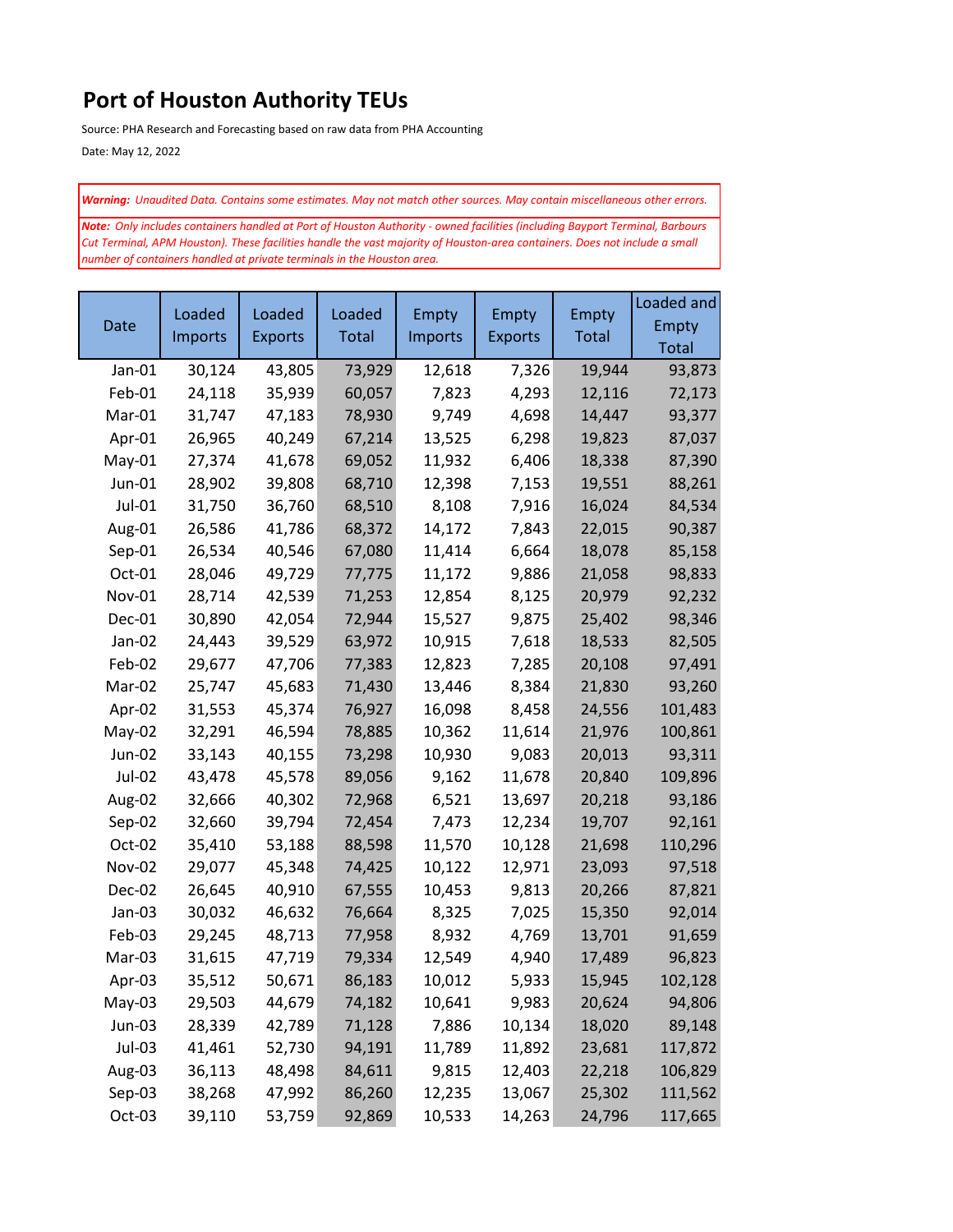# Port of Houston Authority TEUs

Source: PHA Research and Forecasting based on raw data from PHA Accounting

Date: May 12, 2022

***Warning:*** *Unaudited Data. Contains some estimates. May not match other sources. May contain miscellaneous other errors.*

***Note:*** *Only includes containers handled at Port of Houston Authority - owned facilities (including Bayport Terminal, Barbours Cut Terminal, APM Houston). These facilities handle the vast majority of Houston-area containers. Does not include a small number of containers handled at private terminals in the Houston area.*

| Date | Loaded Imports | Loaded Exports | Loaded Total | Empty Imports | Empty Exports | Empty Total | Loaded and Empty Total |
|---|---|---|---|---|---|---|---|
| Jan-01 | 30,124 | 43,805 | 73,929 | 12,618 | 7,326 | 19,944 | 93,873 |
| Feb-01 | 24,118 | 35,939 | 60,057 | 7,823 | 4,293 | 12,116 | 72,173 |
| Mar-01 | 31,747 | 47,183 | 78,930 | 9,749 | 4,698 | 14,447 | 93,377 |
| Apr-01 | 26,965 | 40,249 | 67,214 | 13,525 | 6,298 | 19,823 | 87,037 |
| May-01 | 27,374 | 41,678 | 69,052 | 11,932 | 6,406 | 18,338 | 87,390 |
| Jun-01 | 28,902 | 39,808 | 68,710 | 12,398 | 7,153 | 19,551 | 88,261 |
| Jul-01 | 31,750 | 36,760 | 68,510 | 8,108 | 7,916 | 16,024 | 84,534 |
| Aug-01 | 26,586 | 41,786 | 68,372 | 14,172 | 7,843 | 22,015 | 90,387 |
| Sep-01 | 26,534 | 40,546 | 67,080 | 11,414 | 6,664 | 18,078 | 85,158 |
| Oct-01 | 28,046 | 49,729 | 77,775 | 11,172 | 9,886 | 21,058 | 98,833 |
| Nov-01 | 28,714 | 42,539 | 71,253 | 12,854 | 8,125 | 20,979 | 92,232 |
| Dec-01 | 30,890 | 42,054 | 72,944 | 15,527 | 9,875 | 25,402 | 98,346 |
| Jan-02 | 24,443 | 39,529 | 63,972 | 10,915 | 7,618 | 18,533 | 82,505 |
| Feb-02 | 29,677 | 47,706 | 77,383 | 12,823 | 7,285 | 20,108 | 97,491 |
| Mar-02 | 25,747 | 45,683 | 71,430 | 13,446 | 8,384 | 21,830 | 93,260 |
| Apr-02 | 31,553 | 45,374 | 76,927 | 16,098 | 8,458 | 24,556 | 101,483 |
| May-02 | 32,291 | 46,594 | 78,885 | 10,362 | 11,614 | 21,976 | 100,861 |
| Jun-02 | 33,143 | 40,155 | 73,298 | 10,930 | 9,083 | 20,013 | 93,311 |
| Jul-02 | 43,478 | 45,578 | 89,056 | 9,162 | 11,678 | 20,840 | 109,896 |
| Aug-02 | 32,666 | 40,302 | 72,968 | 6,521 | 13,697 | 20,218 | 93,186 |
| Sep-02 | 32,660 | 39,794 | 72,454 | 7,473 | 12,234 | 19,707 | 92,161 |
| Oct-02 | 35,410 | 53,188 | 88,598 | 11,570 | 10,128 | 21,698 | 110,296 |
| Nov-02 | 29,077 | 45,348 | 74,425 | 10,122 | 12,971 | 23,093 | 97,518 |
| Dec-02 | 26,645 | 40,910 | 67,555 | 10,453 | 9,813 | 20,266 | 87,821 |
| Jan-03 | 30,032 | 46,632 | 76,664 | 8,325 | 7,025 | 15,350 | 92,014 |
| Feb-03 | 29,245 | 48,713 | 77,958 | 8,932 | 4,769 | 13,701 | 91,659 |
| Mar-03 | 31,615 | 47,719 | 79,334 | 12,549 | 4,940 | 17,489 | 96,823 |
| Apr-03 | 35,512 | 50,671 | 86,183 | 10,012 | 5,933 | 15,945 | 102,128 |
| May-03 | 29,503 | 44,679 | 74,182 | 10,641 | 9,983 | 20,624 | 94,806 |
| Jun-03 | 28,339 | 42,789 | 71,128 | 7,886 | 10,134 | 18,020 | 89,148 |
| Jul-03 | 41,461 | 52,730 | 94,191 | 11,789 | 11,892 | 23,681 | 117,872 |
| Aug-03 | 36,113 | 48,498 | 84,611 | 9,815 | 12,403 | 22,218 | 106,829 |
| Sep-03 | 38,268 | 47,992 | 86,260 | 12,235 | 13,067 | 25,302 | 111,562 |
| Oct-03 | 39,110 | 53,759 | 92,869 | 10,533 | 14,263 | 24,796 | 117,665 |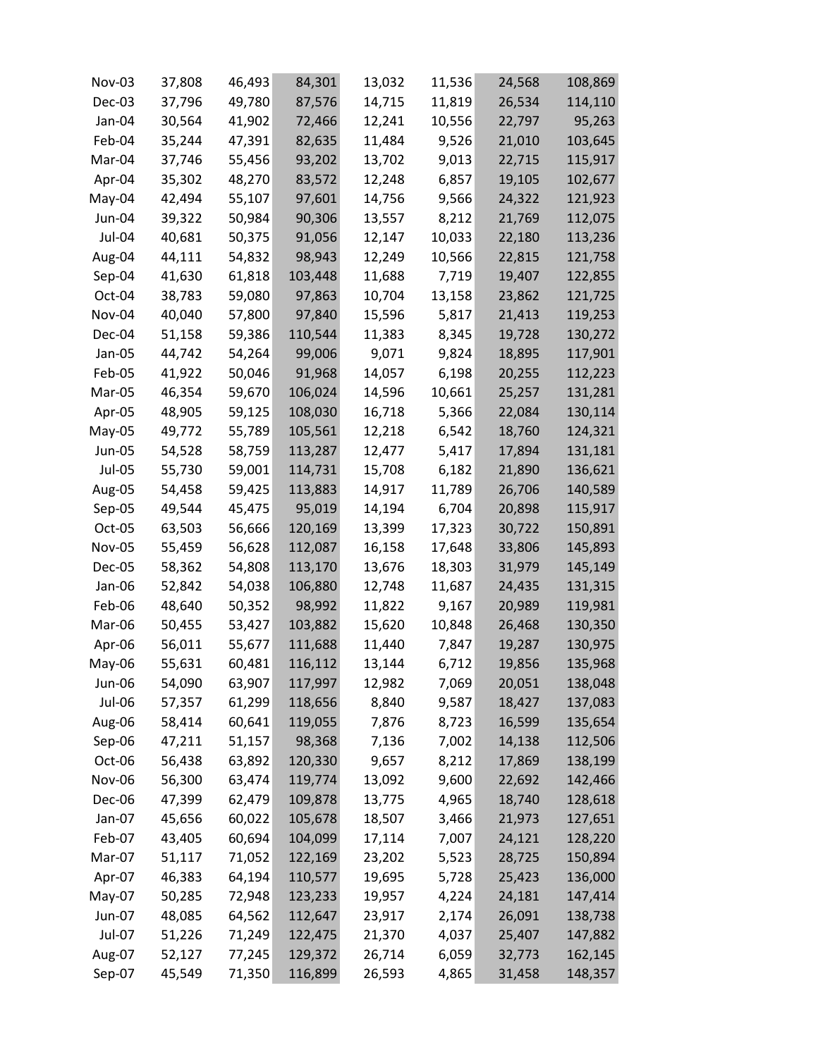| | | | | | | | |
|---|---|---|---|---|---|---|---|
| Nov-03 | 37,808 | 46,493 | 84,301 | 13,032 | 11,536 | 24,568 | 108,869 |
| Dec-03 | 37,796 | 49,780 | 87,576 | 14,715 | 11,819 | 26,534 | 114,110 |
| Jan-04 | 30,564 | 41,902 | 72,466 | 12,241 | 10,556 | 22,797 | 95,263 |
| Feb-04 | 35,244 | 47,391 | 82,635 | 11,484 | 9,526 | 21,010 | 103,645 |
| Mar-04 | 37,746 | 55,456 | 93,202 | 13,702 | 9,013 | 22,715 | 115,917 |
| Apr-04 | 35,302 | 48,270 | 83,572 | 12,248 | 6,857 | 19,105 | 102,677 |
| May-04 | 42,494 | 55,107 | 97,601 | 14,756 | 9,566 | 24,322 | 121,923 |
| Jun-04 | 39,322 | 50,984 | 90,306 | 13,557 | 8,212 | 21,769 | 112,075 |
| Jul-04 | 40,681 | 50,375 | 91,056 | 12,147 | 10,033 | 22,180 | 113,236 |
| Aug-04 | 44,111 | 54,832 | 98,943 | 12,249 | 10,566 | 22,815 | 121,758 |
| Sep-04 | 41,630 | 61,818 | 103,448 | 11,688 | 7,719 | 19,407 | 122,855 |
| Oct-04 | 38,783 | 59,080 | 97,863 | 10,704 | 13,158 | 23,862 | 121,725 |
| Nov-04 | 40,040 | 57,800 | 97,840 | 15,596 | 5,817 | 21,413 | 119,253 |
| Dec-04 | 51,158 | 59,386 | 110,544 | 11,383 | 8,345 | 19,728 | 130,272 |
| Jan-05 | 44,742 | 54,264 | 99,006 | 9,071 | 9,824 | 18,895 | 117,901 |
| Feb-05 | 41,922 | 50,046 | 91,968 | 14,057 | 6,198 | 20,255 | 112,223 |
| Mar-05 | 46,354 | 59,670 | 106,024 | 14,596 | 10,661 | 25,257 | 131,281 |
| Apr-05 | 48,905 | 59,125 | 108,030 | 16,718 | 5,366 | 22,084 | 130,114 |
| May-05 | 49,772 | 55,789 | 105,561 | 12,218 | 6,542 | 18,760 | 124,321 |
| Jun-05 | 54,528 | 58,759 | 113,287 | 12,477 | 5,417 | 17,894 | 131,181 |
| Jul-05 | 55,730 | 59,001 | 114,731 | 15,708 | 6,182 | 21,890 | 136,621 |
| Aug-05 | 54,458 | 59,425 | 113,883 | 14,917 | 11,789 | 26,706 | 140,589 |
| Sep-05 | 49,544 | 45,475 | 95,019 | 14,194 | 6,704 | 20,898 | 115,917 |
| Oct-05 | 63,503 | 56,666 | 120,169 | 13,399 | 17,323 | 30,722 | 150,891 |
| Nov-05 | 55,459 | 56,628 | 112,087 | 16,158 | 17,648 | 33,806 | 145,893 |
| Dec-05 | 58,362 | 54,808 | 113,170 | 13,676 | 18,303 | 31,979 | 145,149 |
| Jan-06 | 52,842 | 54,038 | 106,880 | 12,748 | 11,687 | 24,435 | 131,315 |
| Feb-06 | 48,640 | 50,352 | 98,992 | 11,822 | 9,167 | 20,989 | 119,981 |
| Mar-06 | 50,455 | 53,427 | 103,882 | 15,620 | 10,848 | 26,468 | 130,350 |
| Apr-06 | 56,011 | 55,677 | 111,688 | 11,440 | 7,847 | 19,287 | 130,975 |
| May-06 | 55,631 | 60,481 | 116,112 | 13,144 | 6,712 | 19,856 | 135,968 |
| Jun-06 | 54,090 | 63,907 | 117,997 | 12,982 | 7,069 | 20,051 | 138,048 |
| Jul-06 | 57,357 | 61,299 | 118,656 | 8,840 | 9,587 | 18,427 | 137,083 |
| Aug-06 | 58,414 | 60,641 | 119,055 | 7,876 | 8,723 | 16,599 | 135,654 |
| Sep-06 | 47,211 | 51,157 | 98,368 | 7,136 | 7,002 | 14,138 | 112,506 |
| Oct-06 | 56,438 | 63,892 | 120,330 | 9,657 | 8,212 | 17,869 | 138,199 |
| Nov-06 | 56,300 | 63,474 | 119,774 | 13,092 | 9,600 | 22,692 | 142,466 |
| Dec-06 | 47,399 | 62,479 | 109,878 | 13,775 | 4,965 | 18,740 | 128,618 |
| Jan-07 | 45,656 | 60,022 | 105,678 | 18,507 | 3,466 | 21,973 | 127,651 |
| Feb-07 | 43,405 | 60,694 | 104,099 | 17,114 | 7,007 | 24,121 | 128,220 |
| Mar-07 | 51,117 | 71,052 | 122,169 | 23,202 | 5,523 | 28,725 | 150,894 |
| Apr-07 | 46,383 | 64,194 | 110,577 | 19,695 | 5,728 | 25,423 | 136,000 |
| May-07 | 50,285 | 72,948 | 123,233 | 19,957 | 4,224 | 24,181 | 147,414 |
| Jun-07 | 48,085 | 64,562 | 112,647 | 23,917 | 2,174 | 26,091 | 138,738 |
| Jul-07 | 51,226 | 71,249 | 122,475 | 21,370 | 4,037 | 25,407 | 147,882 |
| Aug-07 | 52,127 | 77,245 | 129,372 | 26,714 | 6,059 | 32,773 | 162,145 |
| Sep-07 | 45,549 | 71,350 | 116,899 | 26,593 | 4,865 | 31,458 | 148,357 |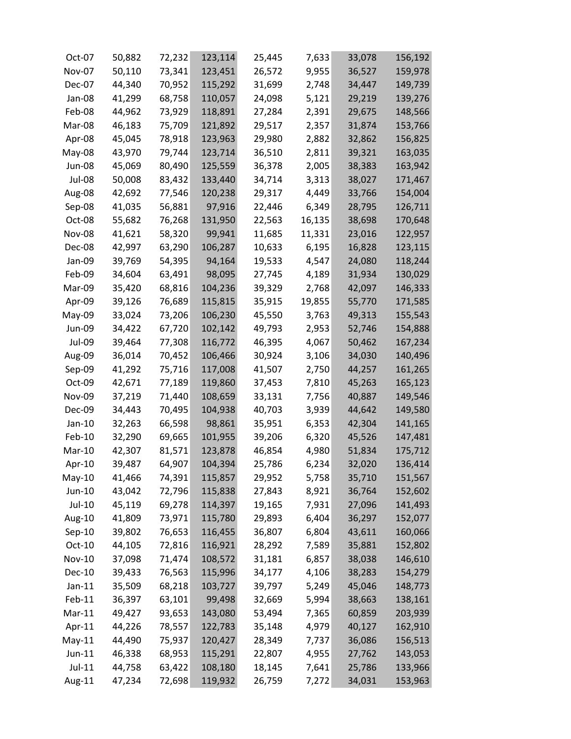| | | | | | | | |
|---|---|---|---|---|---|---|---|
| Oct-07 | 50,882 | 72,232 | 123,114 | 25,445 | 7,633 | 33,078 | 156,192 |
| Nov-07 | 50,110 | 73,341 | 123,451 | 26,572 | 9,955 | 36,527 | 159,978 |
| Dec-07 | 44,340 | 70,952 | 115,292 | 31,699 | 2,748 | 34,447 | 149,739 |
| Jan-08 | 41,299 | 68,758 | 110,057 | 24,098 | 5,121 | 29,219 | 139,276 |
| Feb-08 | 44,962 | 73,929 | 118,891 | 27,284 | 2,391 | 29,675 | 148,566 |
| Mar-08 | 46,183 | 75,709 | 121,892 | 29,517 | 2,357 | 31,874 | 153,766 |
| Apr-08 | 45,045 | 78,918 | 123,963 | 29,980 | 2,882 | 32,862 | 156,825 |
| May-08 | 43,970 | 79,744 | 123,714 | 36,510 | 2,811 | 39,321 | 163,035 |
| Jun-08 | 45,069 | 80,490 | 125,559 | 36,378 | 2,005 | 38,383 | 163,942 |
| Jul-08 | 50,008 | 83,432 | 133,440 | 34,714 | 3,313 | 38,027 | 171,467 |
| Aug-08 | 42,692 | 77,546 | 120,238 | 29,317 | 4,449 | 33,766 | 154,004 |
| Sep-08 | 41,035 | 56,881 | 97,916 | 22,446 | 6,349 | 28,795 | 126,711 |
| Oct-08 | 55,682 | 76,268 | 131,950 | 22,563 | 16,135 | 38,698 | 170,648 |
| Nov-08 | 41,621 | 58,320 | 99,941 | 11,685 | 11,331 | 23,016 | 122,957 |
| Dec-08 | 42,997 | 63,290 | 106,287 | 10,633 | 6,195 | 16,828 | 123,115 |
| Jan-09 | 39,769 | 54,395 | 94,164 | 19,533 | 4,547 | 24,080 | 118,244 |
| Feb-09 | 34,604 | 63,491 | 98,095 | 27,745 | 4,189 | 31,934 | 130,029 |
| Mar-09 | 35,420 | 68,816 | 104,236 | 39,329 | 2,768 | 42,097 | 146,333 |
| Apr-09 | 39,126 | 76,689 | 115,815 | 35,915 | 19,855 | 55,770 | 171,585 |
| May-09 | 33,024 | 73,206 | 106,230 | 45,550 | 3,763 | 49,313 | 155,543 |
| Jun-09 | 34,422 | 67,720 | 102,142 | 49,793 | 2,953 | 52,746 | 154,888 |
| Jul-09 | 39,464 | 77,308 | 116,772 | 46,395 | 4,067 | 50,462 | 167,234 |
| Aug-09 | 36,014 | 70,452 | 106,466 | 30,924 | 3,106 | 34,030 | 140,496 |
| Sep-09 | 41,292 | 75,716 | 117,008 | 41,507 | 2,750 | 44,257 | 161,265 |
| Oct-09 | 42,671 | 77,189 | 119,860 | 37,453 | 7,810 | 45,263 | 165,123 |
| Nov-09 | 37,219 | 71,440 | 108,659 | 33,131 | 7,756 | 40,887 | 149,546 |
| Dec-09 | 34,443 | 70,495 | 104,938 | 40,703 | 3,939 | 44,642 | 149,580 |
| Jan-10 | 32,263 | 66,598 | 98,861 | 35,951 | 6,353 | 42,304 | 141,165 |
| Feb-10 | 32,290 | 69,665 | 101,955 | 39,206 | 6,320 | 45,526 | 147,481 |
| Mar-10 | 42,307 | 81,571 | 123,878 | 46,854 | 4,980 | 51,834 | 175,712 |
| Apr-10 | 39,487 | 64,907 | 104,394 | 25,786 | 6,234 | 32,020 | 136,414 |
| May-10 | 41,466 | 74,391 | 115,857 | 29,952 | 5,758 | 35,710 | 151,567 |
| Jun-10 | 43,042 | 72,796 | 115,838 | 27,843 | 8,921 | 36,764 | 152,602 |
| Jul-10 | 45,119 | 69,278 | 114,397 | 19,165 | 7,931 | 27,096 | 141,493 |
| Aug-10 | 41,809 | 73,971 | 115,780 | 29,893 | 6,404 | 36,297 | 152,077 |
| Sep-10 | 39,802 | 76,653 | 116,455 | 36,807 | 6,804 | 43,611 | 160,066 |
| Oct-10 | 44,105 | 72,816 | 116,921 | 28,292 | 7,589 | 35,881 | 152,802 |
| Nov-10 | 37,098 | 71,474 | 108,572 | 31,181 | 6,857 | 38,038 | 146,610 |
| Dec-10 | 39,433 | 76,563 | 115,996 | 34,177 | 4,106 | 38,283 | 154,279 |
| Jan-11 | 35,509 | 68,218 | 103,727 | 39,797 | 5,249 | 45,046 | 148,773 |
| Feb-11 | 36,397 | 63,101 | 99,498 | 32,669 | 5,994 | 38,663 | 138,161 |
| Mar-11 | 49,427 | 93,653 | 143,080 | 53,494 | 7,365 | 60,859 | 203,939 |
| Apr-11 | 44,226 | 78,557 | 122,783 | 35,148 | 4,979 | 40,127 | 162,910 |
| May-11 | 44,490 | 75,937 | 120,427 | 28,349 | 7,737 | 36,086 | 156,513 |
| Jun-11 | 46,338 | 68,953 | 115,291 | 22,807 | 4,955 | 27,762 | 143,053 |
| Jul-11 | 44,758 | 63,422 | 108,180 | 18,145 | 7,641 | 25,786 | 133,966 |
| Aug-11 | 47,234 | 72,698 | 119,932 | 26,759 | 7,272 | 34,031 | 153,963 |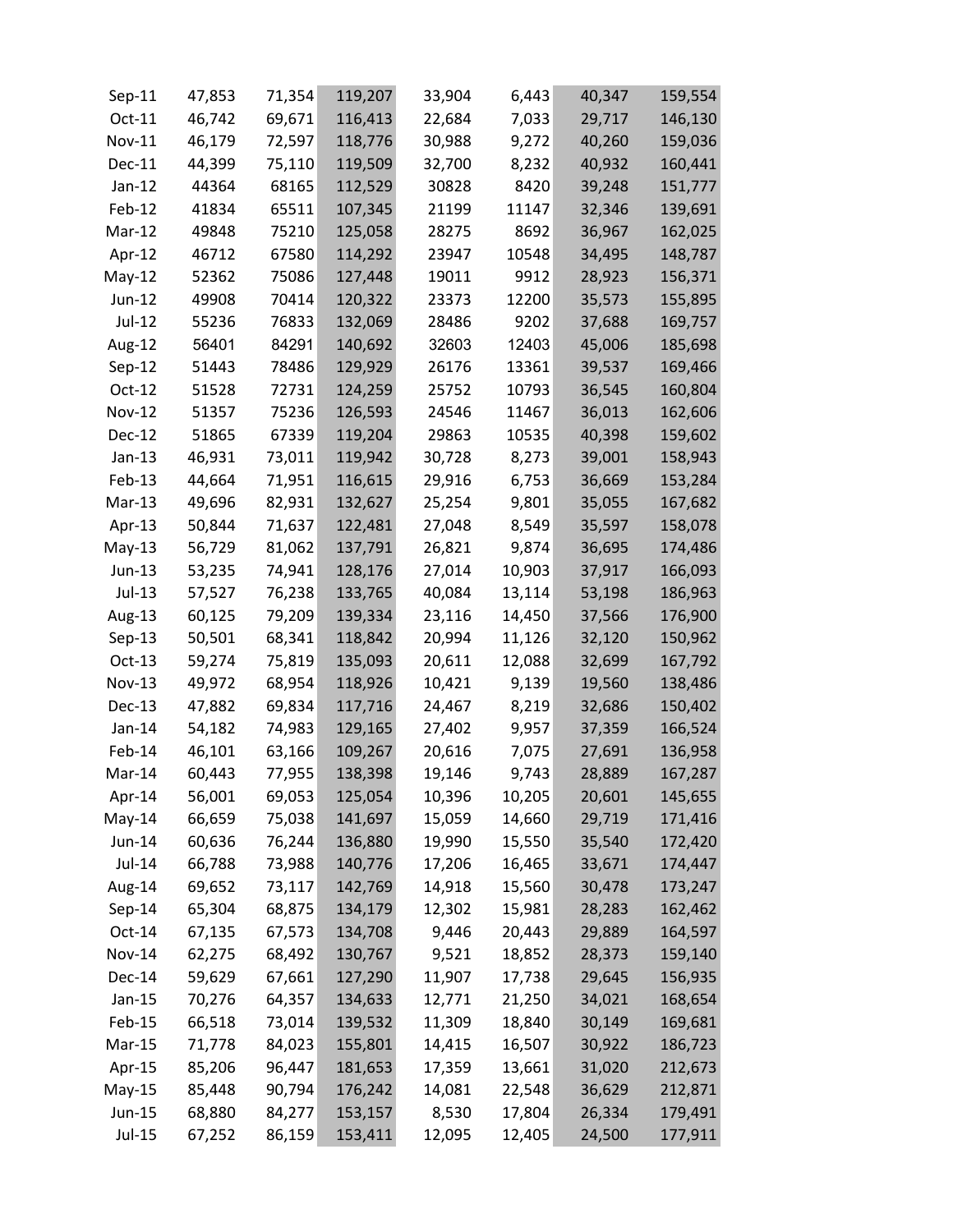| | | | | | | | |
|---|---|---|---|---|---|---|---|
| Sep-11 | 47,853 | 71,354 | 119,207 | 33,904 | 6,443 | 40,347 | 159,554 |
| Oct-11 | 46,742 | 69,671 | 116,413 | 22,684 | 7,033 | 29,717 | 146,130 |
| Nov-11 | 46,179 | 72,597 | 118,776 | 30,988 | 9,272 | 40,260 | 159,036 |
| Dec-11 | 44,399 | 75,110 | 119,509 | 32,700 | 8,232 | 40,932 | 160,441 |
| Jan-12 | 44364 | 68165 | 112,529 | 30828 | 8420 | 39,248 | 151,777 |
| Feb-12 | 41834 | 65511 | 107,345 | 21199 | 11147 | 32,346 | 139,691 |
| Mar-12 | 49848 | 75210 | 125,058 | 28275 | 8692 | 36,967 | 162,025 |
| Apr-12 | 46712 | 67580 | 114,292 | 23947 | 10548 | 34,495 | 148,787 |
| May-12 | 52362 | 75086 | 127,448 | 19011 | 9912 | 28,923 | 156,371 |
| Jun-12 | 49908 | 70414 | 120,322 | 23373 | 12200 | 35,573 | 155,895 |
| Jul-12 | 55236 | 76833 | 132,069 | 28486 | 9202 | 37,688 | 169,757 |
| Aug-12 | 56401 | 84291 | 140,692 | 32603 | 12403 | 45,006 | 185,698 |
| Sep-12 | 51443 | 78486 | 129,929 | 26176 | 13361 | 39,537 | 169,466 |
| Oct-12 | 51528 | 72731 | 124,259 | 25752 | 10793 | 36,545 | 160,804 |
| Nov-12 | 51357 | 75236 | 126,593 | 24546 | 11467 | 36,013 | 162,606 |
| Dec-12 | 51865 | 67339 | 119,204 | 29863 | 10535 | 40,398 | 159,602 |
| Jan-13 | 46,931 | 73,011 | 119,942 | 30,728 | 8,273 | 39,001 | 158,943 |
| Feb-13 | 44,664 | 71,951 | 116,615 | 29,916 | 6,753 | 36,669 | 153,284 |
| Mar-13 | 49,696 | 82,931 | 132,627 | 25,254 | 9,801 | 35,055 | 167,682 |
| Apr-13 | 50,844 | 71,637 | 122,481 | 27,048 | 8,549 | 35,597 | 158,078 |
| May-13 | 56,729 | 81,062 | 137,791 | 26,821 | 9,874 | 36,695 | 174,486 |
| Jun-13 | 53,235 | 74,941 | 128,176 | 27,014 | 10,903 | 37,917 | 166,093 |
| Jul-13 | 57,527 | 76,238 | 133,765 | 40,084 | 13,114 | 53,198 | 186,963 |
| Aug-13 | 60,125 | 79,209 | 139,334 | 23,116 | 14,450 | 37,566 | 176,900 |
| Sep-13 | 50,501 | 68,341 | 118,842 | 20,994 | 11,126 | 32,120 | 150,962 |
| Oct-13 | 59,274 | 75,819 | 135,093 | 20,611 | 12,088 | 32,699 | 167,792 |
| Nov-13 | 49,972 | 68,954 | 118,926 | 10,421 | 9,139 | 19,560 | 138,486 |
| Dec-13 | 47,882 | 69,834 | 117,716 | 24,467 | 8,219 | 32,686 | 150,402 |
| Jan-14 | 54,182 | 74,983 | 129,165 | 27,402 | 9,957 | 37,359 | 166,524 |
| Feb-14 | 46,101 | 63,166 | 109,267 | 20,616 | 7,075 | 27,691 | 136,958 |
| Mar-14 | 60,443 | 77,955 | 138,398 | 19,146 | 9,743 | 28,889 | 167,287 |
| Apr-14 | 56,001 | 69,053 | 125,054 | 10,396 | 10,205 | 20,601 | 145,655 |
| May-14 | 66,659 | 75,038 | 141,697 | 15,059 | 14,660 | 29,719 | 171,416 |
| Jun-14 | 60,636 | 76,244 | 136,880 | 19,990 | 15,550 | 35,540 | 172,420 |
| Jul-14 | 66,788 | 73,988 | 140,776 | 17,206 | 16,465 | 33,671 | 174,447 |
| Aug-14 | 69,652 | 73,117 | 142,769 | 14,918 | 15,560 | 30,478 | 173,247 |
| Sep-14 | 65,304 | 68,875 | 134,179 | 12,302 | 15,981 | 28,283 | 162,462 |
| Oct-14 | 67,135 | 67,573 | 134,708 | 9,446 | 20,443 | 29,889 | 164,597 |
| Nov-14 | 62,275 | 68,492 | 130,767 | 9,521 | 18,852 | 28,373 | 159,140 |
| Dec-14 | 59,629 | 67,661 | 127,290 | 11,907 | 17,738 | 29,645 | 156,935 |
| Jan-15 | 70,276 | 64,357 | 134,633 | 12,771 | 21,250 | 34,021 | 168,654 |
| Feb-15 | 66,518 | 73,014 | 139,532 | 11,309 | 18,840 | 30,149 | 169,681 |
| Mar-15 | 71,778 | 84,023 | 155,801 | 14,415 | 16,507 | 30,922 | 186,723 |
| Apr-15 | 85,206 | 96,447 | 181,653 | 17,359 | 13,661 | 31,020 | 212,673 |
| May-15 | 85,448 | 90,794 | 176,242 | 14,081 | 22,548 | 36,629 | 212,871 |
| Jun-15 | 68,880 | 84,277 | 153,157 | 8,530 | 17,804 | 26,334 | 179,491 |
| Jul-15 | 67,252 | 86,159 | 153,411 | 12,095 | 12,405 | 24,500 | 177,911 |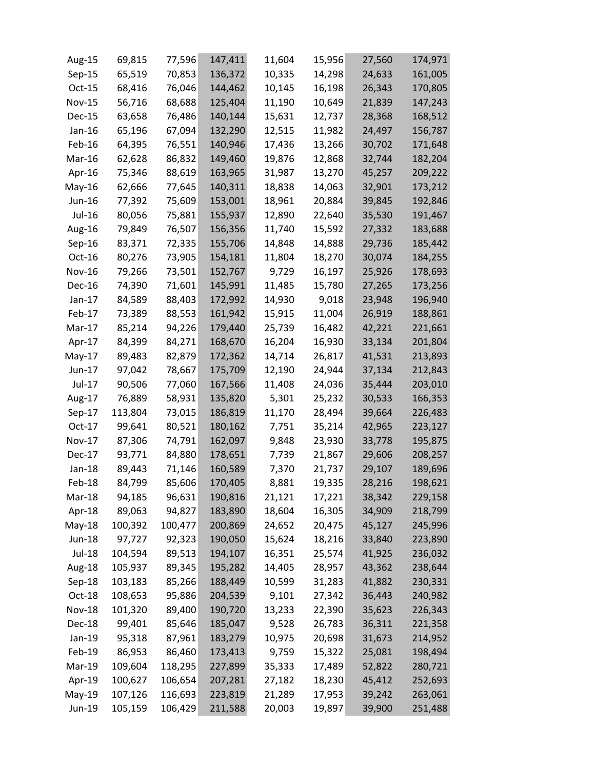| | | | | | | | |
|---|---|---|---|---|---|---|---|
| Aug-15 | 69,815 | 77,596 | 147,411 | 11,604 | 15,956 | 27,560 | 174,971 |
| Sep-15 | 65,519 | 70,853 | 136,372 | 10,335 | 14,298 | 24,633 | 161,005 |
| Oct-15 | 68,416 | 76,046 | 144,462 | 10,145 | 16,198 | 26,343 | 170,805 |
| Nov-15 | 56,716 | 68,688 | 125,404 | 11,190 | 10,649 | 21,839 | 147,243 |
| Dec-15 | 63,658 | 76,486 | 140,144 | 15,631 | 12,737 | 28,368 | 168,512 |
| Jan-16 | 65,196 | 67,094 | 132,290 | 12,515 | 11,982 | 24,497 | 156,787 |
| Feb-16 | 64,395 | 76,551 | 140,946 | 17,436 | 13,266 | 30,702 | 171,648 |
| Mar-16 | 62,628 | 86,832 | 149,460 | 19,876 | 12,868 | 32,744 | 182,204 |
| Apr-16 | 75,346 | 88,619 | 163,965 | 31,987 | 13,270 | 45,257 | 209,222 |
| May-16 | 62,666 | 77,645 | 140,311 | 18,838 | 14,063 | 32,901 | 173,212 |
| Jun-16 | 77,392 | 75,609 | 153,001 | 18,961 | 20,884 | 39,845 | 192,846 |
| Jul-16 | 80,056 | 75,881 | 155,937 | 12,890 | 22,640 | 35,530 | 191,467 |
| Aug-16 | 79,849 | 76,507 | 156,356 | 11,740 | 15,592 | 27,332 | 183,688 |
| Sep-16 | 83,371 | 72,335 | 155,706 | 14,848 | 14,888 | 29,736 | 185,442 |
| Oct-16 | 80,276 | 73,905 | 154,181 | 11,804 | 18,270 | 30,074 | 184,255 |
| Nov-16 | 79,266 | 73,501 | 152,767 | 9,729 | 16,197 | 25,926 | 178,693 |
| Dec-16 | 74,390 | 71,601 | 145,991 | 11,485 | 15,780 | 27,265 | 173,256 |
| Jan-17 | 84,589 | 88,403 | 172,992 | 14,930 | 9,018 | 23,948 | 196,940 |
| Feb-17 | 73,389 | 88,553 | 161,942 | 15,915 | 11,004 | 26,919 | 188,861 |
| Mar-17 | 85,214 | 94,226 | 179,440 | 25,739 | 16,482 | 42,221 | 221,661 |
| Apr-17 | 84,399 | 84,271 | 168,670 | 16,204 | 16,930 | 33,134 | 201,804 |
| May-17 | 89,483 | 82,879 | 172,362 | 14,714 | 26,817 | 41,531 | 213,893 |
| Jun-17 | 97,042 | 78,667 | 175,709 | 12,190 | 24,944 | 37,134 | 212,843 |
| Jul-17 | 90,506 | 77,060 | 167,566 | 11,408 | 24,036 | 35,444 | 203,010 |
| Aug-17 | 76,889 | 58,931 | 135,820 | 5,301 | 25,232 | 30,533 | 166,353 |
| Sep-17 | 113,804 | 73,015 | 186,819 | 11,170 | 28,494 | 39,664 | 226,483 |
| Oct-17 | 99,641 | 80,521 | 180,162 | 7,751 | 35,214 | 42,965 | 223,127 |
| Nov-17 | 87,306 | 74,791 | 162,097 | 9,848 | 23,930 | 33,778 | 195,875 |
| Dec-17 | 93,771 | 84,880 | 178,651 | 7,739 | 21,867 | 29,606 | 208,257 |
| Jan-18 | 89,443 | 71,146 | 160,589 | 7,370 | 21,737 | 29,107 | 189,696 |
| Feb-18 | 84,799 | 85,606 | 170,405 | 8,881 | 19,335 | 28,216 | 198,621 |
| Mar-18 | 94,185 | 96,631 | 190,816 | 21,121 | 17,221 | 38,342 | 229,158 |
| Apr-18 | 89,063 | 94,827 | 183,890 | 18,604 | 16,305 | 34,909 | 218,799 |
| May-18 | 100,392 | 100,477 | 200,869 | 24,652 | 20,475 | 45,127 | 245,996 |
| Jun-18 | 97,727 | 92,323 | 190,050 | 15,624 | 18,216 | 33,840 | 223,890 |
| Jul-18 | 104,594 | 89,513 | 194,107 | 16,351 | 25,574 | 41,925 | 236,032 |
| Aug-18 | 105,937 | 89,345 | 195,282 | 14,405 | 28,957 | 43,362 | 238,644 |
| Sep-18 | 103,183 | 85,266 | 188,449 | 10,599 | 31,283 | 41,882 | 230,331 |
| Oct-18 | 108,653 | 95,886 | 204,539 | 9,101 | 27,342 | 36,443 | 240,982 |
| Nov-18 | 101,320 | 89,400 | 190,720 | 13,233 | 22,390 | 35,623 | 226,343 |
| Dec-18 | 99,401 | 85,646 | 185,047 | 9,528 | 26,783 | 36,311 | 221,358 |
| Jan-19 | 95,318 | 87,961 | 183,279 | 10,975 | 20,698 | 31,673 | 214,952 |
| Feb-19 | 86,953 | 86,460 | 173,413 | 9,759 | 15,322 | 25,081 | 198,494 |
| Mar-19 | 109,604 | 118,295 | 227,899 | 35,333 | 17,489 | 52,822 | 280,721 |
| Apr-19 | 100,627 | 106,654 | 207,281 | 27,182 | 18,230 | 45,412 | 252,693 |
| May-19 | 107,126 | 116,693 | 223,819 | 21,289 | 17,953 | 39,242 | 263,061 |
| Jun-19 | 105,159 | 106,429 | 211,588 | 20,003 | 19,897 | 39,900 | 251,488 |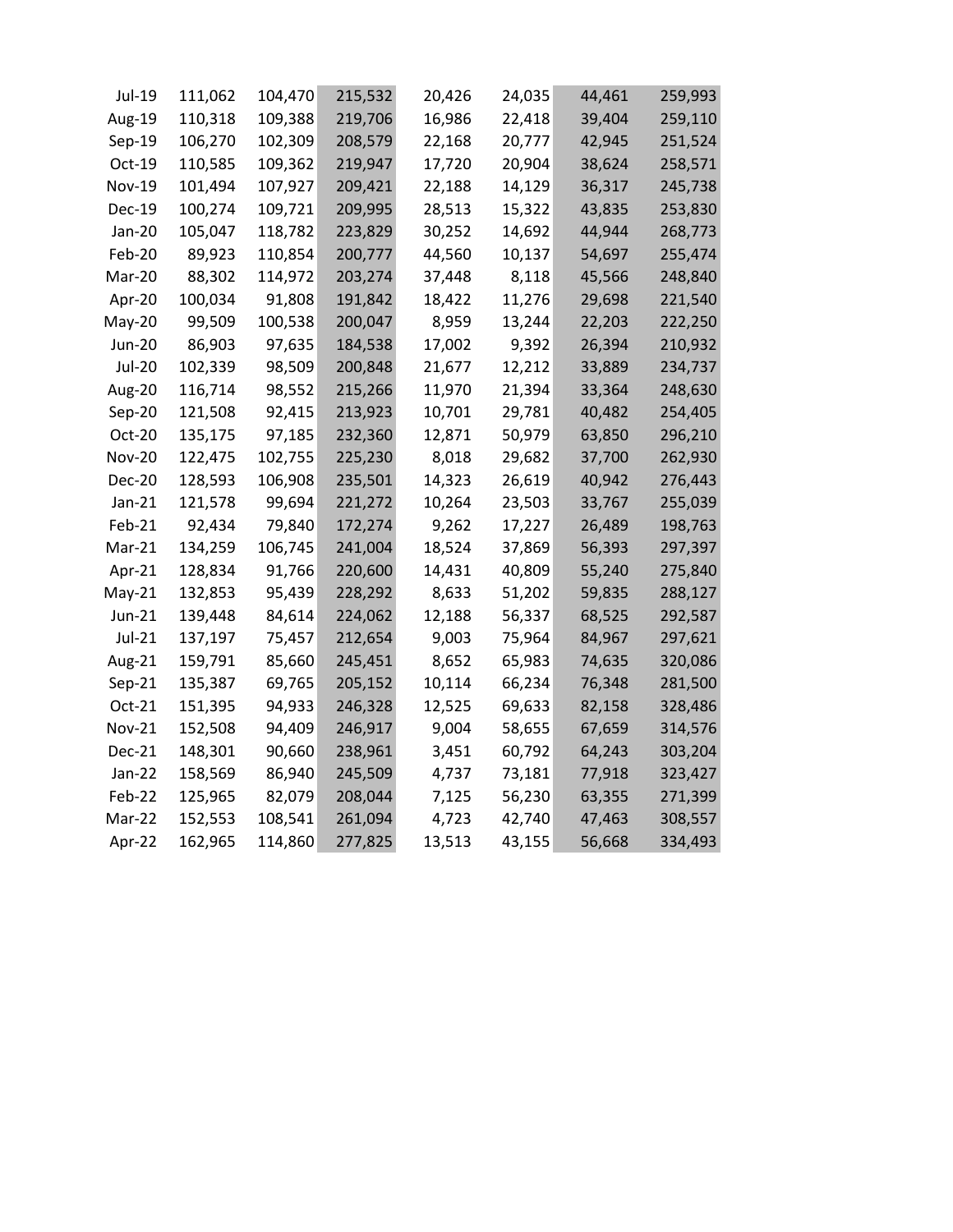| | | | | | | | |
|---|---|---|---|---|---|---|---|
| Jul-19 | 111,062 | 104,470 | 215,532 | 20,426 | 24,035 | 44,461 | 259,993 |
| Aug-19 | 110,318 | 109,388 | 219,706 | 16,986 | 22,418 | 39,404 | 259,110 |
| Sep-19 | 106,270 | 102,309 | 208,579 | 22,168 | 20,777 | 42,945 | 251,524 |
| Oct-19 | 110,585 | 109,362 | 219,947 | 17,720 | 20,904 | 38,624 | 258,571 |
| Nov-19 | 101,494 | 107,927 | 209,421 | 22,188 | 14,129 | 36,317 | 245,738 |
| Dec-19 | 100,274 | 109,721 | 209,995 | 28,513 | 15,322 | 43,835 | 253,830 |
| Jan-20 | 105,047 | 118,782 | 223,829 | 30,252 | 14,692 | 44,944 | 268,773 |
| Feb-20 | 89,923 | 110,854 | 200,777 | 44,560 | 10,137 | 54,697 | 255,474 |
| Mar-20 | 88,302 | 114,972 | 203,274 | 37,448 | 8,118 | 45,566 | 248,840 |
| Apr-20 | 100,034 | 91,808 | 191,842 | 18,422 | 11,276 | 29,698 | 221,540 |
| May-20 | 99,509 | 100,538 | 200,047 | 8,959 | 13,244 | 22,203 | 222,250 |
| Jun-20 | 86,903 | 97,635 | 184,538 | 17,002 | 9,392 | 26,394 | 210,932 |
| Jul-20 | 102,339 | 98,509 | 200,848 | 21,677 | 12,212 | 33,889 | 234,737 |
| Aug-20 | 116,714 | 98,552 | 215,266 | 11,970 | 21,394 | 33,364 | 248,630 |
| Sep-20 | 121,508 | 92,415 | 213,923 | 10,701 | 29,781 | 40,482 | 254,405 |
| Oct-20 | 135,175 | 97,185 | 232,360 | 12,871 | 50,979 | 63,850 | 296,210 |
| Nov-20 | 122,475 | 102,755 | 225,230 | 8,018 | 29,682 | 37,700 | 262,930 |
| Dec-20 | 128,593 | 106,908 | 235,501 | 14,323 | 26,619 | 40,942 | 276,443 |
| Jan-21 | 121,578 | 99,694 | 221,272 | 10,264 | 23,503 | 33,767 | 255,039 |
| Feb-21 | 92,434 | 79,840 | 172,274 | 9,262 | 17,227 | 26,489 | 198,763 |
| Mar-21 | 134,259 | 106,745 | 241,004 | 18,524 | 37,869 | 56,393 | 297,397 |
| Apr-21 | 128,834 | 91,766 | 220,600 | 14,431 | 40,809 | 55,240 | 275,840 |
| May-21 | 132,853 | 95,439 | 228,292 | 8,633 | 51,202 | 59,835 | 288,127 |
| Jun-21 | 139,448 | 84,614 | 224,062 | 12,188 | 56,337 | 68,525 | 292,587 |
| Jul-21 | 137,197 | 75,457 | 212,654 | 9,003 | 75,964 | 84,967 | 297,621 |
| Aug-21 | 159,791 | 85,660 | 245,451 | 8,652 | 65,983 | 74,635 | 320,086 |
| Sep-21 | 135,387 | 69,765 | 205,152 | 10,114 | 66,234 | 76,348 | 281,500 |
| Oct-21 | 151,395 | 94,933 | 246,328 | 12,525 | 69,633 | 82,158 | 328,486 |
| Nov-21 | 152,508 | 94,409 | 246,917 | 9,004 | 58,655 | 67,659 | 314,576 |
| Dec-21 | 148,301 | 90,660 | 238,961 | 3,451 | 60,792 | 64,243 | 303,204 |
| Jan-22 | 158,569 | 86,940 | 245,509 | 4,737 | 73,181 | 77,918 | 323,427 |
| Feb-22 | 125,965 | 82,079 | 208,044 | 7,125 | 56,230 | 63,355 | 271,399 |
| Mar-22 | 152,553 | 108,541 | 261,094 | 4,723 | 42,740 | 47,463 | 308,557 |
| Apr-22 | 162,965 | 114,860 | 277,825 | 13,513 | 43,155 | 56,668 | 334,493 |